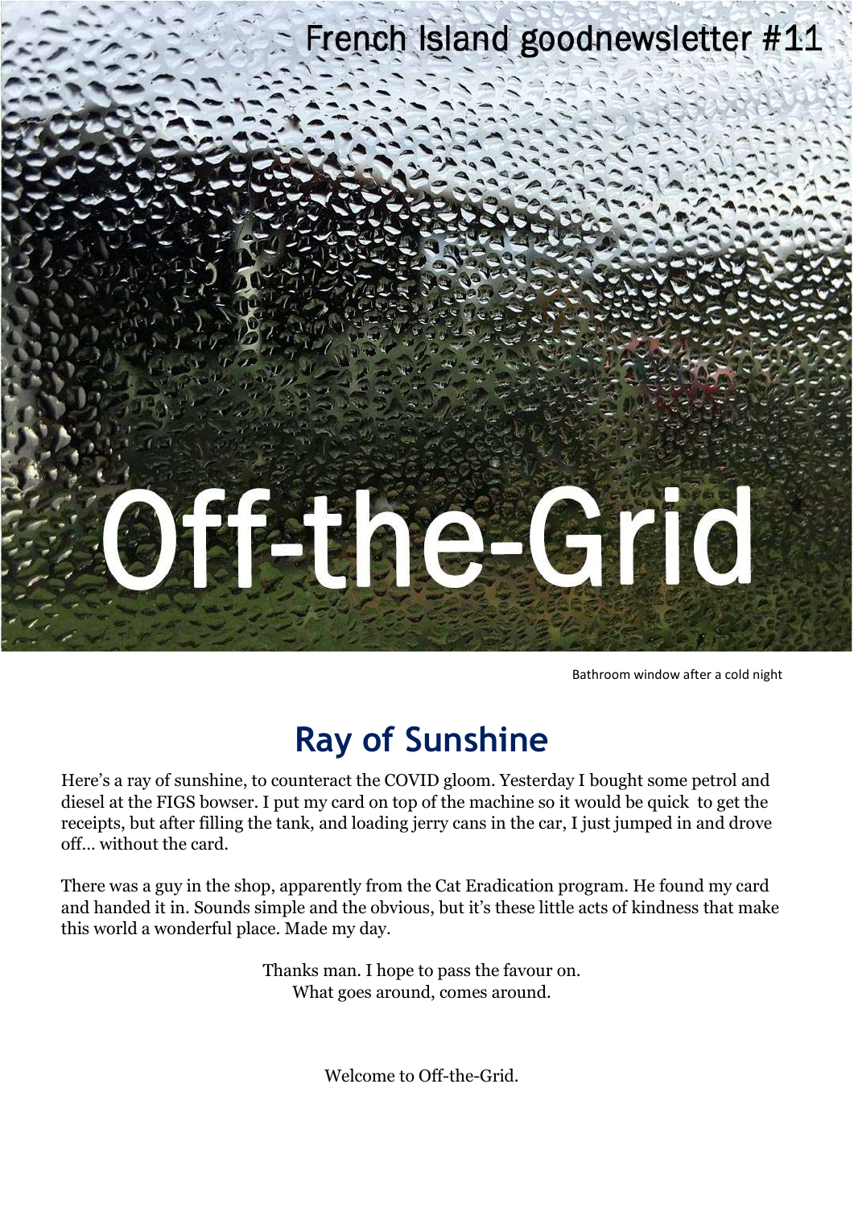French Island goodnewsletter #11

# Off-the-Grid

Bathroom window after a cold night

## Ray of Sunshine

Here's a ray of sunshine, to counteract the COVID gloom. Yesterday I bought some petrol and diesel at the FIGS bowser. I put my card on top of the machine so it would be quick to get the receipts, but after filling the tank, and loading jerry cans in the car, I just jumped in and drove off… without the card.

There was a guy in the shop, apparently from the Cat Eradication program. He found my card and handed it in. Sounds simple and the obvious, but it's these little acts of kindness that make this world a wonderful place. Made my day.

Thanks man. I hope to pass the favour on.
What goes around, comes around.

Welcome to Off-the-Grid.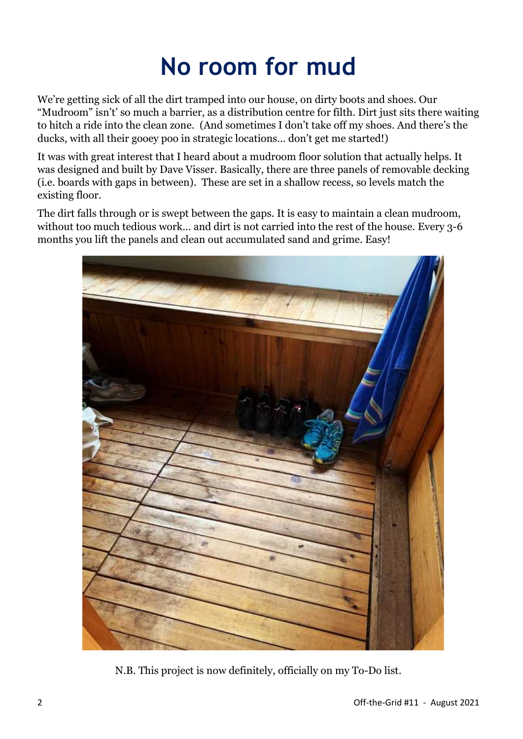# No room for mud

We're getting sick of all the dirt tramped into our house, on dirty boots and shoes. Our "Mudroom" isn't' so much a barrier, as a distribution centre for filth. Dirt just sits there waiting to hitch a ride into the clean zone. (And sometimes I don't take off my shoes. And there's the ducks, with all their gooey poo in strategic locations… don't get me started!)

It was with great interest that I heard about a mudroom floor solution that actually helps. It was designed and built by Dave Visser. Basically, there are three panels of removable decking (i.e. boards with gaps in between). These are set in a shallow recess, so levels match the existing floor.

The dirt falls through or is swept between the gaps. It is easy to maintain a clean mudroom, without too much tedious work… and dirt is not carried into the rest of the house. Every 3-6 months you lift the panels and clean out accumulated sand and grime. Easy!

N.B. This project is now definitely, officially on my To-Do list.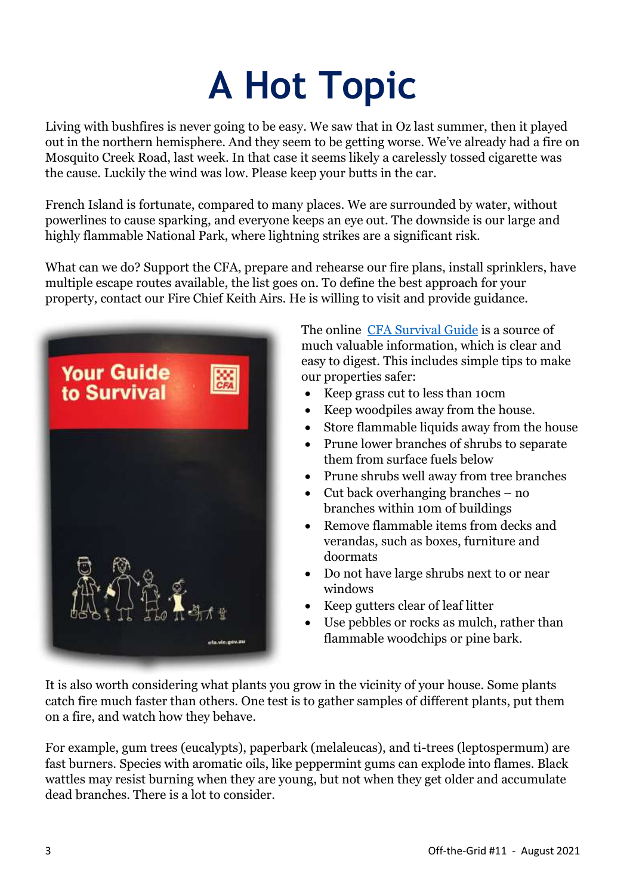# A Hot Topic

Living with bushfires is never going to be easy. We saw that in Oz last summer, then it played out in the northern hemisphere. And they seem to be getting worse. We've already had a fire on Mosquito Creek Road, last week. In that case it seems likely a carelessly tossed cigarette was the cause. Luckily the wind was low. Please keep your butts in the car.

French Island is fortunate, compared to many places. We are surrounded by water, without powerlines to cause sparking, and everyone keeps an eye out. The downside is our large and highly flammable National Park, where lightning strikes are a significant risk.

What can we do? Support the CFA, prepare and rehearse our fire plans, install sprinklers, have multiple escape routes available, the list goes on. To define the best approach for your property, contact our Fire Chief Keith Airs. He is willing to visit and provide guidance.

The online [CFA Survival Guide] is a source of much valuable information, which is clear and easy to digest. This includes simple tips to make our properties safer:

- Keep grass cut to less than 10cm
- Keep woodpiles away from the house.
- Store flammable liquids away from the house
- Prune lower branches of shrubs to separate them from surface fuels below
- Prune shrubs well away from tree branches
- Cut back overhanging branches – no branches within 10m of buildings
- Remove flammable items from decks and verandas, such as boxes, furniture and doormats
- Do not have large shrubs next to or near windows
- Keep gutters clear of leaf litter
- Use pebbles or rocks as mulch, rather than flammable woodchips or pine bark.

It is also worth considering what plants you grow in the vicinity of your house. Some plants catch fire much faster than others. One test is to gather samples of different plants, put them on a fire, and watch how they behave.

For example, gum trees (eucalypts), paperbark (melaleucas), and ti-trees (leptospermum) are fast burners. Species with aromatic oils, like peppermint gums can explode into flames. Black wattles may resist burning when they are young, but not when they get older and accumulate dead branches. There is a lot to consider.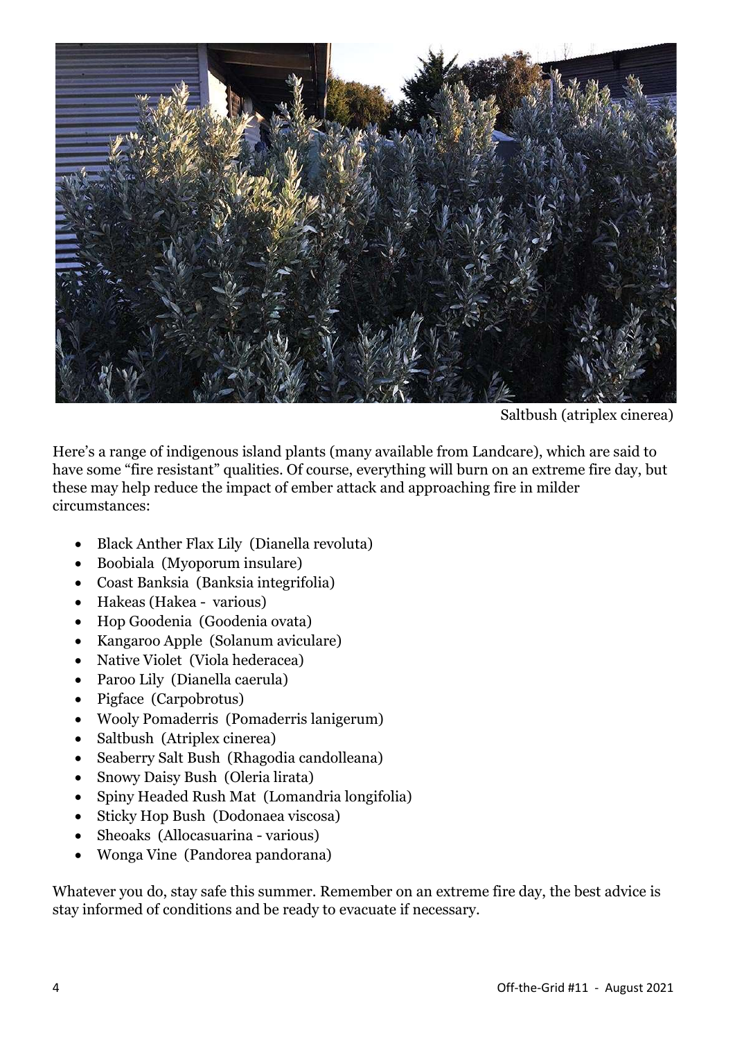Saltbush (atriplex cinerea)

Here's a range of indigenous island plants (many available from Landcare), which are said to have some "fire resistant" qualities. Of course, everything will burn on an extreme fire day, but these may help reduce the impact of ember attack and approaching fire in milder circumstances:

- Black Anther Flax Lily (Dianella revoluta)
- Boobiala (Myoporum insulare)
- Coast Banksia (Banksia integrifolia)
- Hakeas (Hakea - various)
- Hop Goodenia (Goodenia ovata)
- Kangaroo Apple (Solanum aviculare)
- Native Violet (Viola hederacea)
- Paroo Lily (Dianella caerula)
- Pigface (Carpobrotus)
- Wooly Pomaderris (Pomaderris lanigerum)
- Saltbush (Atriplex cinerea)
- Seaberry Salt Bush (Rhagodia candolleana)
- Snowy Daisy Bush (Oleria lirata)
- Spiny Headed Rush Mat (Lomandria longifolia)
- Sticky Hop Bush (Dodonaea viscosa)
- Sheoaks (Allocasuarina - various)
- Wonga Vine (Pandorea pandorana)

Whatever you do, stay safe this summer. Remember on an extreme fire day, the best advice is stay informed of conditions and be ready to evacuate if necessary.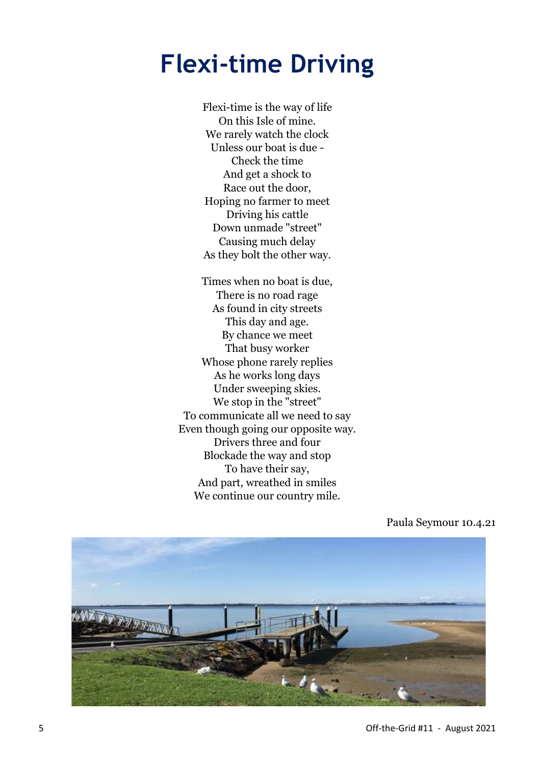# Flexi-time Driving

Flexi-time is the way of life  
On this Isle of mine.  
We rarely watch the clock  
Unless our boat is due -  
Check the time  
And get a shock to  
Race out the door,  
Hoping no farmer to meet  
Driving his cattle  
Down unmade "street"  
Causing much delay  
As they bolt the other way.

Times when no boat is due,  
There is no road rage  
As found in city streets  
This day and age.  
By chance we meet  
That busy worker  
Whose phone rarely replies  
As he works long days  
Under sweeping skies.  
We stop in the "street"  
To communicate all we need to say  
Even though going our opposite way.  
Drivers three and four  
Blockade the way and stop  
To have their say,  
And part, wreathed in smiles  
We continue our country mile.

Paula Seymour 10.4.21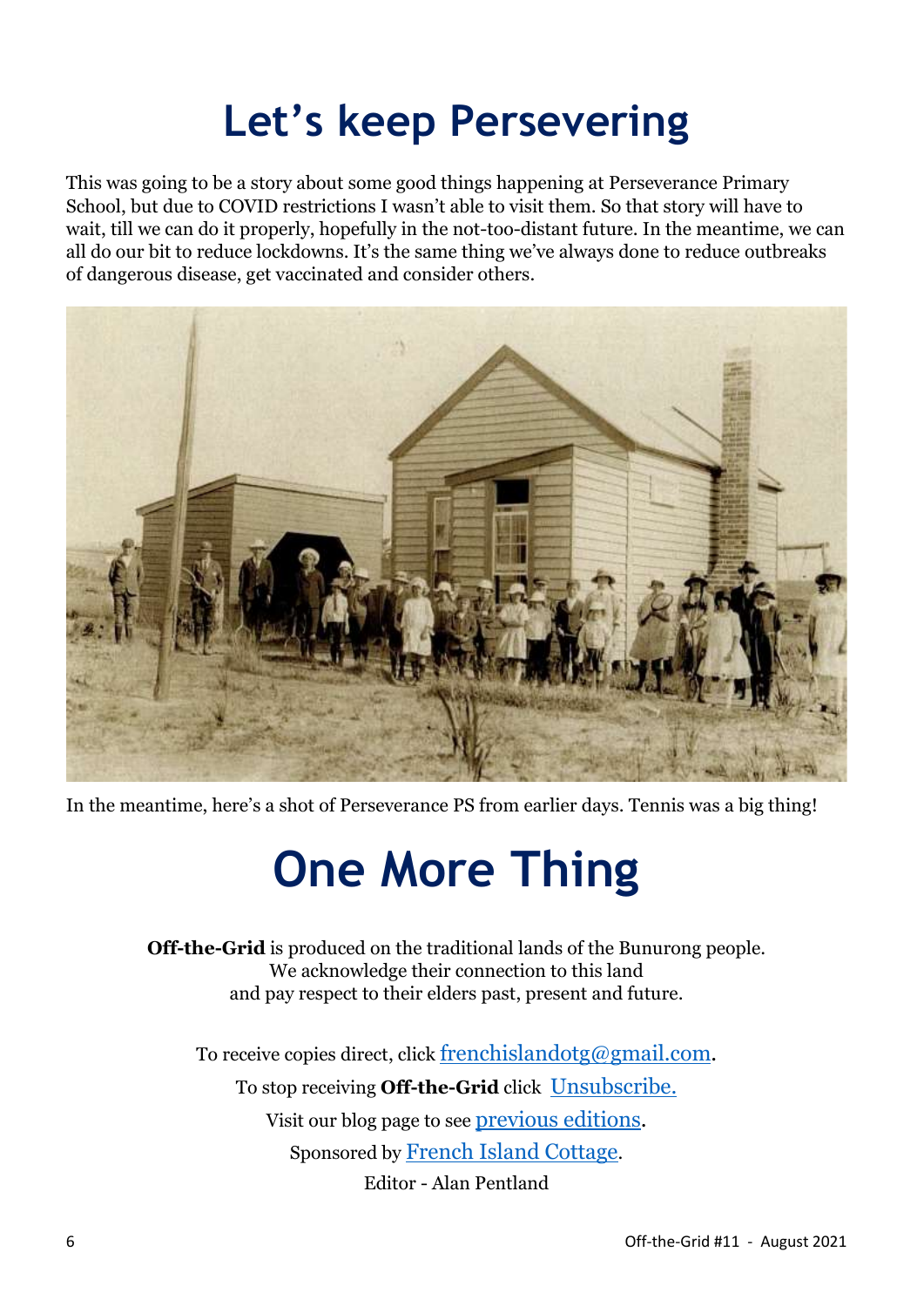# Let's keep Persevering

This was going to be a story about some good things happening at Perseverance Primary School, but due to COVID restrictions I wasn't able to visit them. So that story will have to wait, till we can do it properly, hopefully in the not-too-distant future. In the meantime, we can all do our bit to reduce lockdowns. It's the same thing we've always done to reduce outbreaks of dangerous disease, get vaccinated and consider others.

In the meantime, here's a shot of Perseverance PS from earlier days. Tennis was a big thing!

# One More Thing

**Off-the-Grid** is produced on the traditional lands of the Bunurong people.
We acknowledge their connection to this land
and pay respect to their elders past, present and future.

To receive copies direct, click frenchislandotg@gmail.com.

To stop receiving **Off-the-Grid** click Unsubscribe.

Visit our blog page to see previous editions.

Sponsored by French Island Cottage.

Editor - Alan Pentland